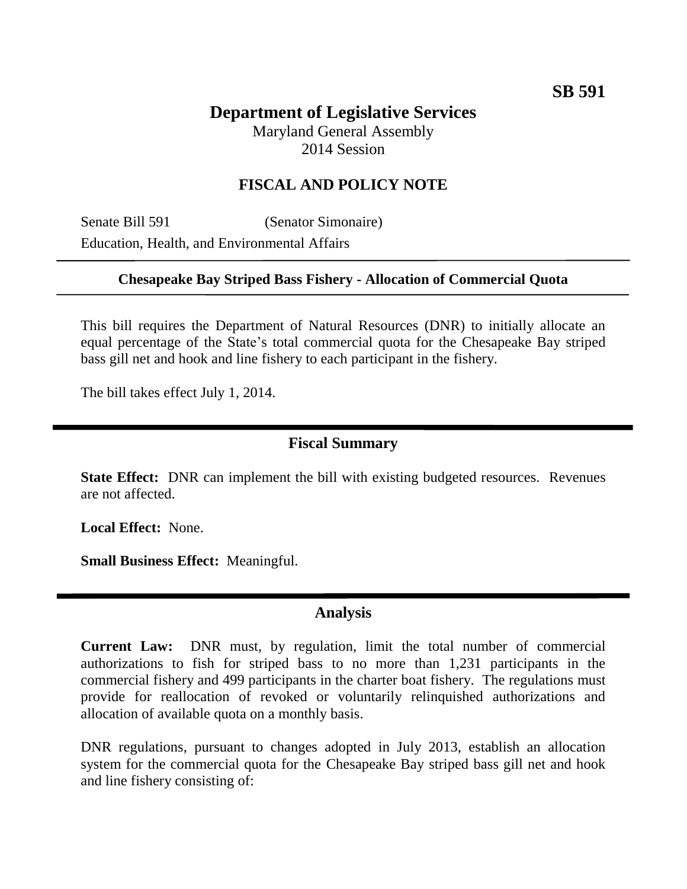**SB 591**

# Department of Legislative Services

Maryland General Assembly
2014 Session

## FISCAL AND POLICY NOTE

Senate Bill 591 (Senator Simonaire)
Education, Health, and Environmental Affairs

**Chesapeake Bay Striped Bass Fishery - Allocation of Commercial Quota**

This bill requires the Department of Natural Resources (DNR) to initially allocate an equal percentage of the State's total commercial quota for the Chesapeake Bay striped bass gill net and hook and line fishery to each participant in the fishery.

The bill takes effect July 1, 2014.

## Fiscal Summary

**State Effect:** DNR can implement the bill with existing budgeted resources. Revenues are not affected.

**Local Effect:** None.

**Small Business Effect:** Meaningful.

## Analysis

**Current Law:** DNR must, by regulation, limit the total number of commercial authorizations to fish for striped bass to no more than 1,231 participants in the commercial fishery and 499 participants in the charter boat fishery. The regulations must provide for reallocation of revoked or voluntarily relinquished authorizations and allocation of available quota on a monthly basis.

DNR regulations, pursuant to changes adopted in July 2013, establish an allocation system for the commercial quota for the Chesapeake Bay striped bass gill net and hook and line fishery consisting of: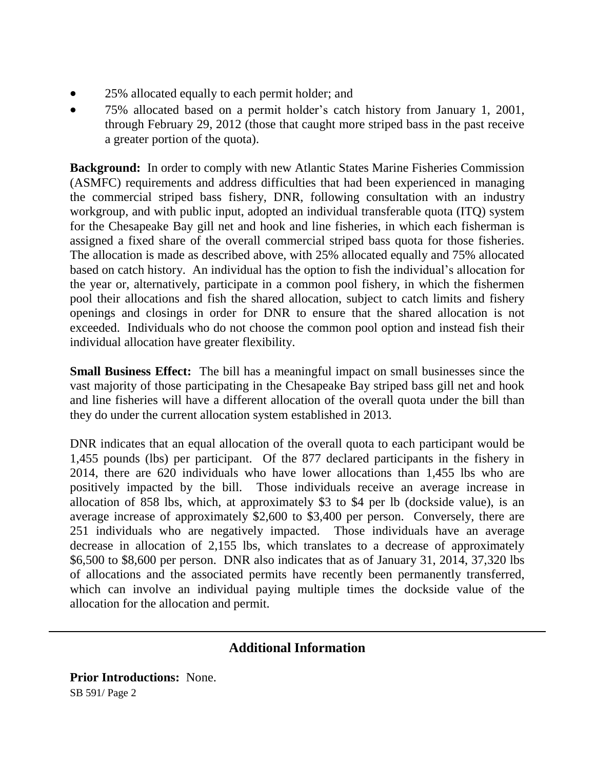- 25% allocated equally to each permit holder; and
- 75% allocated based on a permit holder's catch history from January 1, 2001, through February 29, 2012 (those that caught more striped bass in the past receive a greater portion of the quota).

**Background:** In order to comply with new Atlantic States Marine Fisheries Commission (ASMFC) requirements and address difficulties that had been experienced in managing the commercial striped bass fishery, DNR, following consultation with an industry workgroup, and with public input, adopted an individual transferable quota (ITQ) system for the Chesapeake Bay gill net and hook and line fisheries, in which each fisherman is assigned a fixed share of the overall commercial striped bass quota for those fisheries. The allocation is made as described above, with 25% allocated equally and 75% allocated based on catch history. An individual has the option to fish the individual's allocation for the year or, alternatively, participate in a common pool fishery, in which the fishermen pool their allocations and fish the shared allocation, subject to catch limits and fishery openings and closings in order for DNR to ensure that the shared allocation is not exceeded. Individuals who do not choose the common pool option and instead fish their individual allocation have greater flexibility.

**Small Business Effect:** The bill has a meaningful impact on small businesses since the vast majority of those participating in the Chesapeake Bay striped bass gill net and hook and line fisheries will have a different allocation of the overall quota under the bill than they do under the current allocation system established in 2013.

DNR indicates that an equal allocation of the overall quota to each participant would be 1,455 pounds (lbs) per participant. Of the 877 declared participants in the fishery in 2014, there are 620 individuals who have lower allocations than 1,455 lbs who are positively impacted by the bill. Those individuals receive an average increase in allocation of 858 lbs, which, at approximately $3 to $4 per lb (dockside value), is an average increase of approximately $2,600 to $3,400 per person. Conversely, there are 251 individuals who are negatively impacted. Those individuals have an average decrease in allocation of 2,155 lbs, which translates to a decrease of approximately $6,500 to $8,600 per person. DNR also indicates that as of January 31, 2014, 37,320 lbs of allocations and the associated permits have recently been permanently transferred, which can involve an individual paying multiple times the dockside value of the allocation for the allocation and permit.

## Additional Information

**Prior Introductions:** None.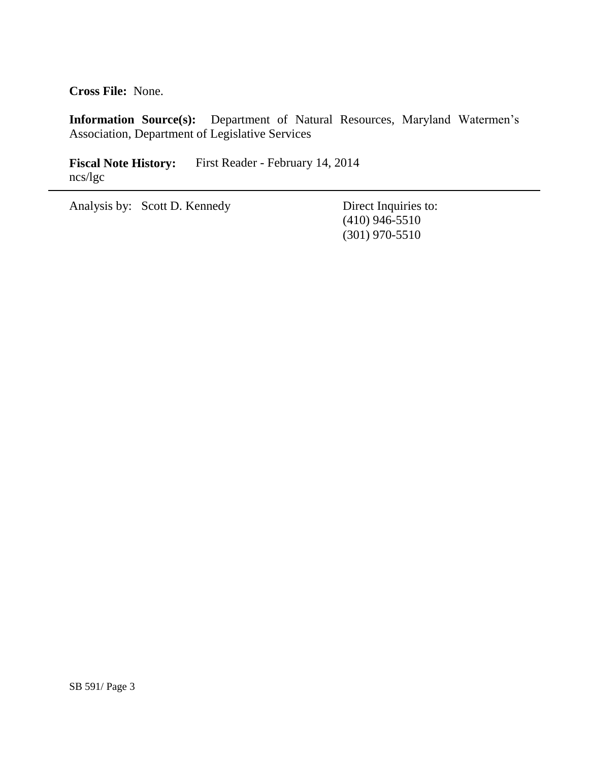**Cross File:** None.

**Information Source(s):** Department of Natural Resources, Maryland Watermen's Association, Department of Legislative Services

**Fiscal Note History:** First Reader - February 14, 2014
ncs/lgc

---

Analysis by: Scott D. Kennedy

Direct Inquiries to:
(410) 946-5510
(301) 970-5510